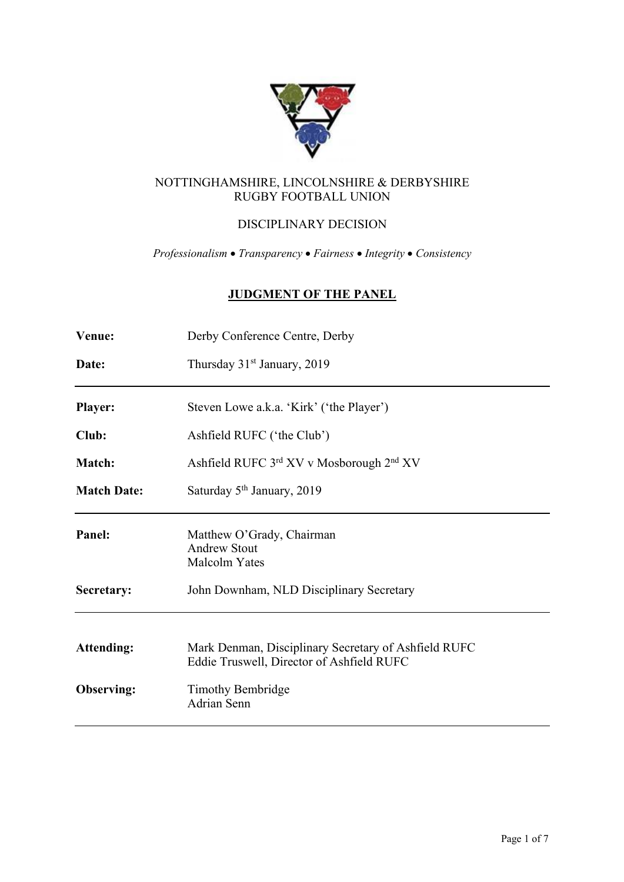NOTTINGHAMSHIRE, LINCOLNSHIRE & DERBYSHIRE
RUGBY FOOTBALL UNION

DISCIPLINARY DECISION

*Professionalism • Transparency • Fairness • Integrity • Consistency*

## JUDGMENT OF THE PANEL

**Venue:** Derby Conference Centre, Derby

**Date:** Thursday 31st January, 2019

---

**Player:** Steven Lowe a.k.a. 'Kirk' ('the Player')

**Club:** Ashfield RUFC ('the Club')

**Match:** Ashfield RUFC 3rd XV v Mosborough 2nd XV

**Match Date:** Saturday 5th January, 2019

---

**Panel:** Matthew O'Grady, Chairman
Andrew Stout
Malcolm Yates

**Secretary:** John Downham, NLD Disciplinary Secretary

---

**Attending:** Mark Denman, Disciplinary Secretary of Ashfield RUFC
Eddie Truswell, Director of Ashfield RUFC

**Observing:** Timothy Bembridge
Adrian Senn

---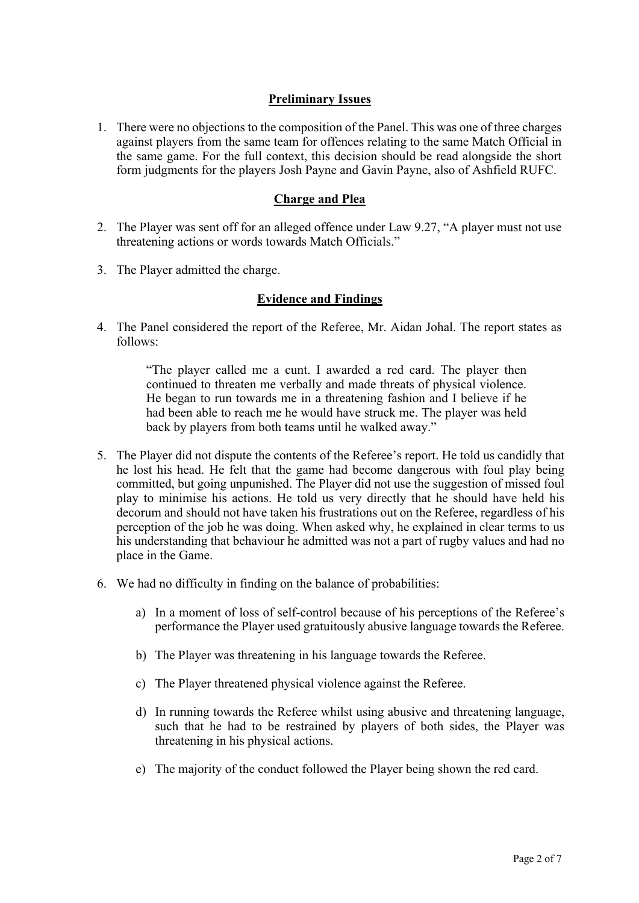## Preliminary Issues

1. There were no objections to the composition of the Panel. This was one of three charges against players from the same team for offences relating to the same Match Official in the same game. For the full context, this decision should be read alongside the short form judgments for the players Josh Payne and Gavin Payne, also of Ashfield RUFC.

## Charge and Plea

2. The Player was sent off for an alleged offence under Law 9.27, "A player must not use threatening actions or words towards Match Officials."

3. The Player admitted the charge.

## Evidence and Findings

4. The Panel considered the report of the Referee, Mr. Aidan Johal. The report states as follows:

   > "The player called me a cunt. I awarded a red card. The player then continued to threaten me verbally and made threats of physical violence. He began to run towards me in a threatening fashion and I believe if he had been able to reach me he would have struck me. The player was held back by players from both teams until he walked away."

5. The Player did not dispute the contents of the Referee's report. He told us candidly that he lost his head. He felt that the game had become dangerous with foul play being committed, but going unpunished. The Player did not use the suggestion of missed foul play to minimise his actions. He told us very directly that he should have held his decorum and should not have taken his frustrations out on the Referee, regardless of his perception of the job he was doing. When asked why, he explained in clear terms to us his understanding that behaviour he admitted was not a part of rugby values and had no place in the Game.

6. We had no difficulty in finding on the balance of probabilities:

   a) In a moment of loss of self-control because of his perceptions of the Referee's performance the Player used gratuitously abusive language towards the Referee.

   b) The Player was threatening in his language towards the Referee.

   c) The Player threatened physical violence against the Referee.

   d) In running towards the Referee whilst using abusive and threatening language, such that he had to be restrained by players of both sides, the Player was threatening in his physical actions.

   e) The majority of the conduct followed the Player being shown the red card.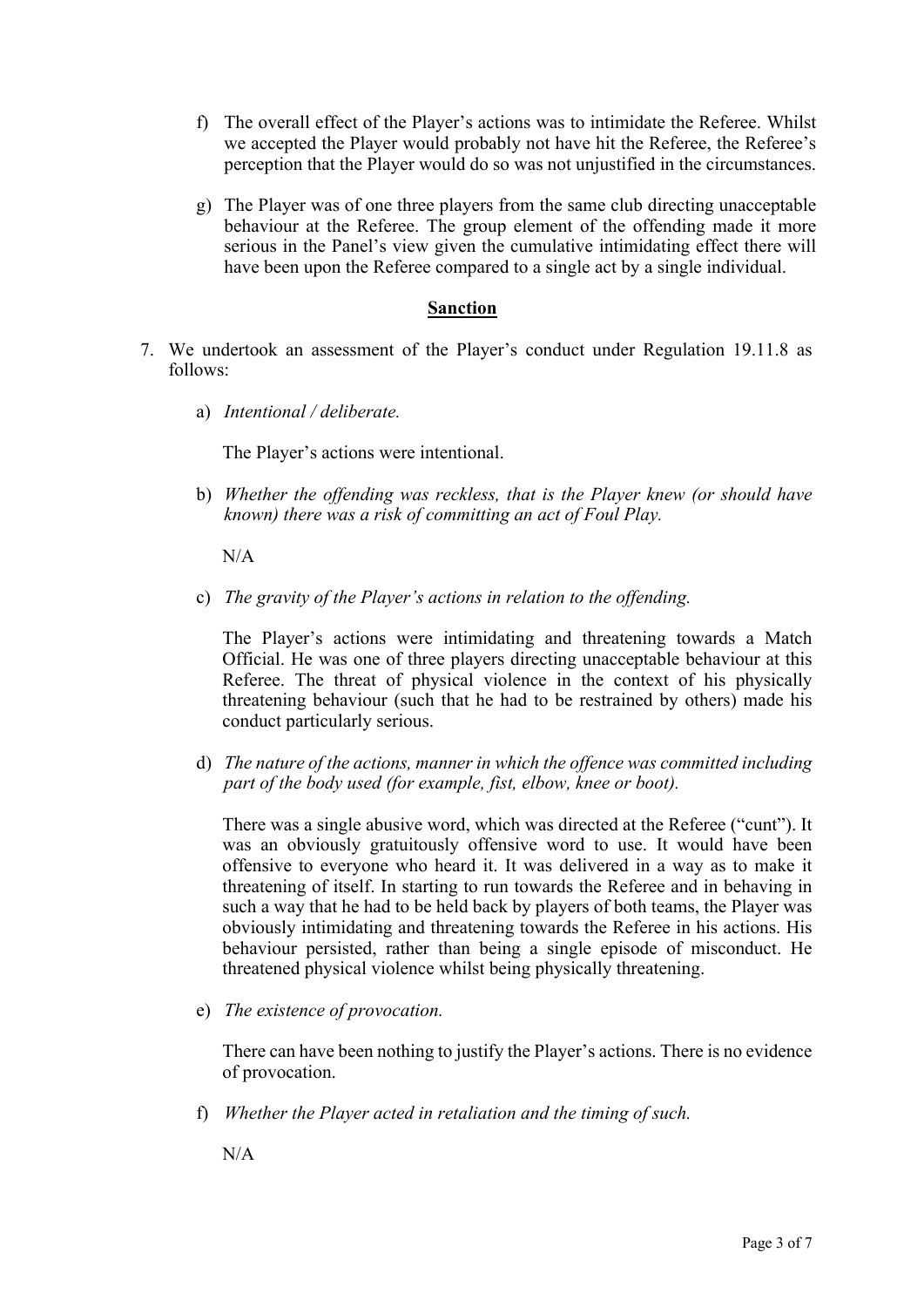f) The overall effect of the Player's actions was to intimidate the Referee. Whilst we accepted the Player would probably not have hit the Referee, the Referee's perception that the Player would do so was not unjustified in the circumstances.

g) The Player was of one three players from the same club directing unacceptable behaviour at the Referee. The group element of the offending made it more serious in the Panel's view given the cumulative intimidating effect there will have been upon the Referee compared to a single act by a single individual.

## Sanction

7. We undertook an assessment of the Player's conduct under Regulation 19.11.8 as follows:

   a) *Intentional / deliberate.*

   The Player's actions were intentional.

   b) *Whether the offending was reckless, that is the Player knew (or should have known) there was a risk of committing an act of Foul Play.*

   N/A

   c) *The gravity of the Player's actions in relation to the offending.*

   The Player's actions were intimidating and threatening towards a Match Official. He was one of three players directing unacceptable behaviour at this Referee. The threat of physical violence in the context of his physically threatening behaviour (such that he had to be restrained by others) made his conduct particularly serious.

   d) *The nature of the actions, manner in which the offence was committed including part of the body used (for example, fist, elbow, knee or boot).*

   There was a single abusive word, which was directed at the Referee ("cunt"). It was an obviously gratuitously offensive word to use. It would have been offensive to everyone who heard it. It was delivered in a way as to make it threatening of itself. In starting to run towards the Referee and in behaving in such a way that he had to be held back by players of both teams, the Player was obviously intimidating and threatening towards the Referee in his actions. His behaviour persisted, rather than being a single episode of misconduct. He threatened physical violence whilst being physically threatening.

   e) *The existence of provocation.*

   There can have been nothing to justify the Player's actions. There is no evidence of provocation.

   f) *Whether the Player acted in retaliation and the timing of such.*

   N/A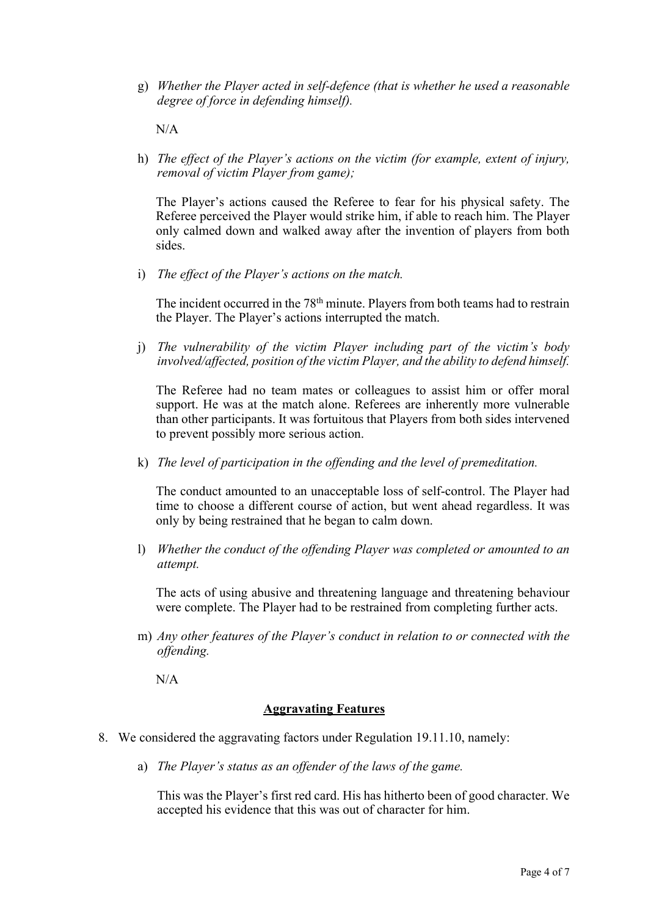g) *Whether the Player acted in self-defence (that is whether he used a reasonable degree of force in defending himself).*

   N/A

h) *The effect of the Player's actions on the victim (for example, extent of injury, removal of victim Player from game);*

   The Player's actions caused the Referee to fear for his physical safety. The Referee perceived the Player would strike him, if able to reach him. The Player only calmed down and walked away after the invention of players from both sides.

i) *The effect of the Player's actions on the match.*

   The incident occurred in the 78th minute. Players from both teams had to restrain the Player. The Player's actions interrupted the match.

j) *The vulnerability of the victim Player including part of the victim's body involved/affected, position of the victim Player, and the ability to defend himself.*

   The Referee had no team mates or colleagues to assist him or offer moral support. He was at the match alone. Referees are inherently more vulnerable than other participants. It was fortuitous that Players from both sides intervened to prevent possibly more serious action.

k) *The level of participation in the offending and the level of premeditation.*

   The conduct amounted to an unacceptable loss of self-control. The Player had time to choose a different course of action, but went ahead regardless. It was only by being restrained that he began to calm down.

l) *Whether the conduct of the offending Player was completed or amounted to an attempt.*

   The acts of using abusive and threatening language and threatening behaviour were complete. The Player had to be restrained from completing further acts.

m) *Any other features of the Player's conduct in relation to or connected with the offending.*

   N/A

## **Aggravating Features**

8. We considered the aggravating factors under Regulation 19.11.10, namely:

   a) *The Player's status as an offender of the laws of the game.*

      This was the Player's first red card. His has hitherto been of good character. We accepted his evidence that this was out of character for him.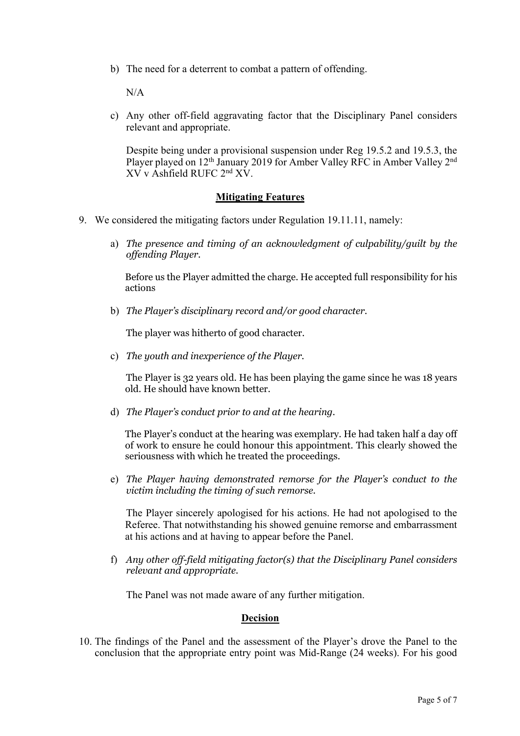b) The need for a deterrent to combat a pattern of offending.

   N/A

c) Any other off-field aggravating factor that the Disciplinary Panel considers relevant and appropriate.

   Despite being under a provisional suspension under Reg 19.5.2 and 19.5.3, the Player played on 12th January 2019 for Amber Valley RFC in Amber Valley 2nd XV v Ashfield RUFC 2nd XV.

## Mitigating Features

9. We considered the mitigating factors under Regulation 19.11.11, namely:

   a) *The presence and timing of an acknowledgment of culpability/guilt by the offending Player.*

      Before us the Player admitted the charge. He accepted full responsibility for his actions

   b) *The Player's disciplinary record and/or good character.*

      The player was hitherto of good character.

   c) *The youth and inexperience of the Player.*

      The Player is 32 years old. He has been playing the game since he was 18 years old. He should have known better.

   d) *The Player's conduct prior to and at the hearing.*

      The Player's conduct at the hearing was exemplary. He had taken half a day off of work to ensure he could honour this appointment. This clearly showed the seriousness with which he treated the proceedings.

   e) *The Player having demonstrated remorse for the Player's conduct to the victim including the timing of such remorse.*

      The Player sincerely apologised for his actions. He had not apologised to the Referee. That notwithstanding his showed genuine remorse and embarrassment at his actions and at having to appear before the Panel.

   f) *Any other off-field mitigating factor(s) that the Disciplinary Panel considers relevant and appropriate.*

      The Panel was not made aware of any further mitigation.

## Decision

10. The findings of the Panel and the assessment of the Player's drove the Panel to the conclusion that the appropriate entry point was Mid-Range (24 weeks). For his good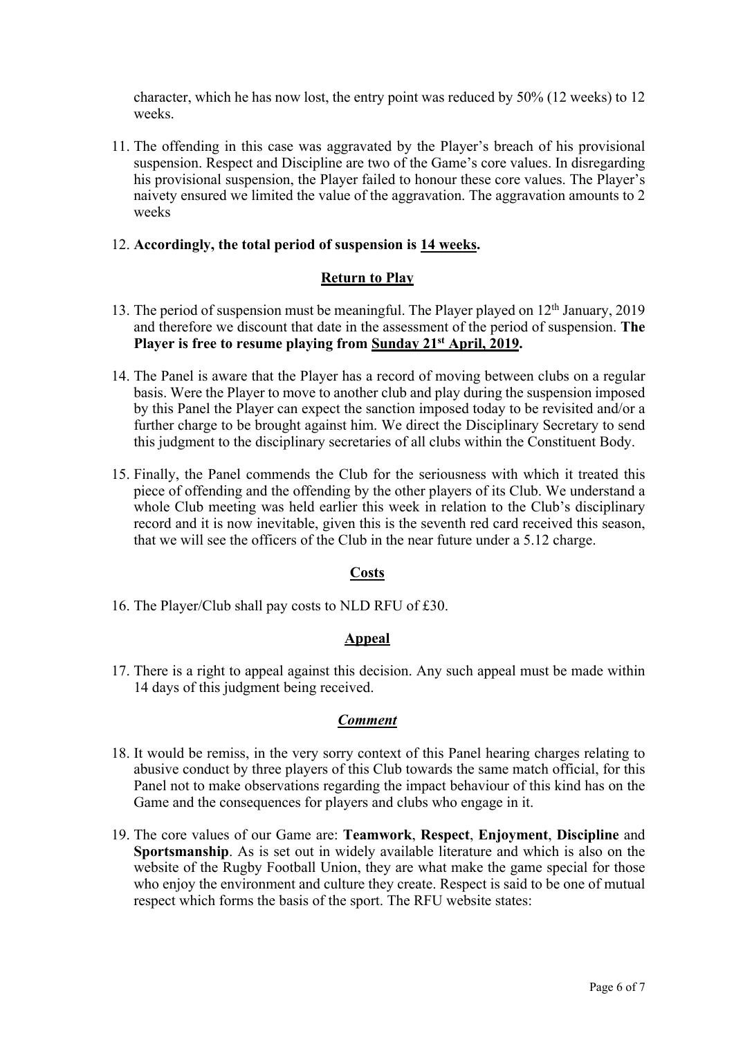character, which he has now lost, the entry point was reduced by 50% (12 weeks) to 12 weeks.

11. The offending in this case was aggravated by the Player's breach of his provisional suspension. Respect and Discipline are two of the Game's core values. In disregarding his provisional suspension, the Player failed to honour these core values. The Player's naivety ensured we limited the value of the aggravation. The aggravation amounts to 2 weeks

12. **Accordingly, the total period of suspension is <u>14 weeks</u>.**

## <u>Return to Play</u>

13. The period of suspension must be meaningful. The Player played on 12th January, 2019 and therefore we discount that date in the assessment of the period of suspension. **The Player is free to resume playing from <u>Sunday 21st April, 2019</u>.**

14. The Panel is aware that the Player has a record of moving between clubs on a regular basis. Were the Player to move to another club and play during the suspension imposed by this Panel the Player can expect the sanction imposed today to be revisited and/or a further charge to be brought against him. We direct the Disciplinary Secretary to send this judgment to the disciplinary secretaries of all clubs within the Constituent Body.

15. Finally, the Panel commends the Club for the seriousness with which it treated this piece of offending and the offending by the other players of its Club. We understand a whole Club meeting was held earlier this week in relation to the Club's disciplinary record and it is now inevitable, given this is the seventh red card received this season, that we will see the officers of the Club in the near future under a 5.12 charge.

## <u>Costs</u>

16. The Player/Club shall pay costs to NLD RFU of £30.

## <u>Appeal</u>

17. There is a right to appeal against this decision. Any such appeal must be made within 14 days of this judgment being received.

## <u>*Comment*</u>

18. It would be remiss, in the very sorry context of this Panel hearing charges relating to abusive conduct by three players of this Club towards the same match official, for this Panel not to make observations regarding the impact behaviour of this kind has on the Game and the consequences for players and clubs who engage in it.

19. The core values of our Game are: **Teamwork**, **Respect**, **Enjoyment**, **Discipline** and **Sportsmanship**. As is set out in widely available literature and which is also on the website of the Rugby Football Union, they are what make the game special for those who enjoy the environment and culture they create. Respect is said to be one of mutual respect which forms the basis of the sport. The RFU website states: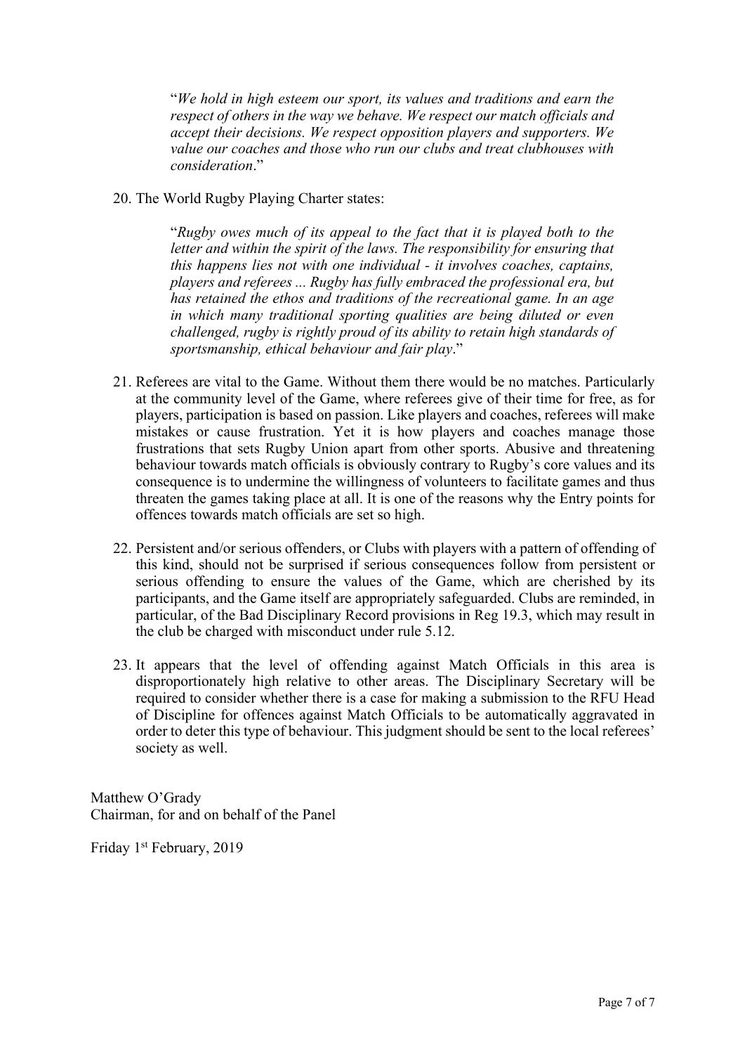"*We hold in high esteem our sport, its values and traditions and earn the respect of others in the way we behave. We respect our match officials and accept their decisions. We respect opposition players and supporters. We value our coaches and those who run our clubs and treat clubhouses with consideration*."

20. The World Rugby Playing Charter states:

    "*Rugby owes much of its appeal to the fact that it is played both to the letter and within the spirit of the laws. The responsibility for ensuring that this happens lies not with one individual - it involves coaches, captains, players and referees ... Rugby has fully embraced the professional era, but has retained the ethos and traditions of the recreational game. In an age in which many traditional sporting qualities are being diluted or even challenged, rugby is rightly proud of its ability to retain high standards of sportsmanship, ethical behaviour and fair play*."

21. Referees are vital to the Game. Without them there would be no matches. Particularly at the community level of the Game, where referees give of their time for free, as for players, participation is based on passion. Like players and coaches, referees will make mistakes or cause frustration. Yet it is how players and coaches manage those frustrations that sets Rugby Union apart from other sports. Abusive and threatening behaviour towards match officials is obviously contrary to Rugby's core values and its consequence is to undermine the willingness of volunteers to facilitate games and thus threaten the games taking place at all. It is one of the reasons why the Entry points for offences towards match officials are set so high.

22. Persistent and/or serious offenders, or Clubs with players with a pattern of offending of this kind, should not be surprised if serious consequences follow from persistent or serious offending to ensure the values of the Game, which are cherished by its participants, and the Game itself are appropriately safeguarded. Clubs are reminded, in particular, of the Bad Disciplinary Record provisions in Reg 19.3, which may result in the club be charged with misconduct under rule 5.12.

23. It appears that the level of offending against Match Officials in this area is disproportionately high relative to other areas. The Disciplinary Secretary will be required to consider whether there is a case for making a submission to the RFU Head of Discipline for offences against Match Officials to be automatically aggravated in order to deter this type of behaviour. This judgment should be sent to the local referees' society as well.

Matthew O'Grady
Chairman, for and on behalf of the Panel

Friday 1st February, 2019